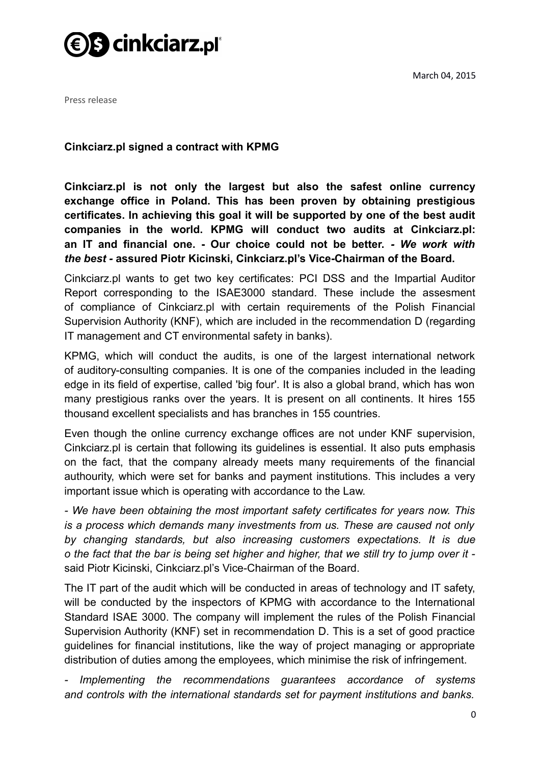March 04, 2015

Press release

**Cinkciarz.pl signed a contract with KPMG**

**Cinkciarz.pl is not only the largest but also the safest online currency exchange office in Poland. This has been proven by obtaining prestigious certificates. In achieving this goal it will be supported by one of the best audit companies in the world. KPMG will conduct two audits at Cinkciarz.pl: an IT and financial one. - Our choice could not be better. *- We work with the best -* assured Piotr Kicinski, Cinkciarz.pl's Vice-Chairman of the Board.**

Cinkciarz.pl wants to get two key certificates: PCI DSS and the Impartial Auditor Report corresponding to the ISAE3000 standard. These include the assesment of compliance of Cinkciarz.pl with certain requirements of the Polish Financial Supervision Authority (KNF), which are included in the recommendation D (regarding IT management and CT environmental safety in banks).

KPMG, which will conduct the audits, is one of the largest international network of auditory-consulting companies. It is one of the companies included in the leading edge in its field of expertise, called 'big four'. It is also a global brand, which has won many prestigious ranks over the years. It is present on all continents. It hires 155 thousand excellent specialists and has branches in 155 countries.

Even though the online currency exchange offices are not under KNF supervision, Cinkciarz.pl is certain that following its guidelines is essential. It also puts emphasis on the fact, that the company already meets many requirements of the financial authourity, which were set for banks and payment institutions. This includes a very important issue which is operating with accordance to the Law.

*- We have been obtaining the most important safety certificates for years now. This is a process which demands many investments from us. These are caused not only by changing standards, but also increasing customers expectations. It is due o the fact that the bar is being set higher and higher, that we still try to jump over it -* said Piotr Kicinski, Cinkciarz.pl's Vice-Chairman of the Board.

The IT part of the audit which will be conducted in areas of technology and IT safety, will be conducted by the inspectors of KPMG with accordance to the International Standard ISAE 3000. The company will implement the rules of the Polish Financial Supervision Authority (KNF) set in recommendation D. This is a set of good practice guidelines for financial institutions, like the way of project managing or appropriate distribution of duties among the employees, which minimise the risk of infringement.

*- Implementing the recommendations guarantees accordance of systems and controls with the international standards set for payment institutions and banks.*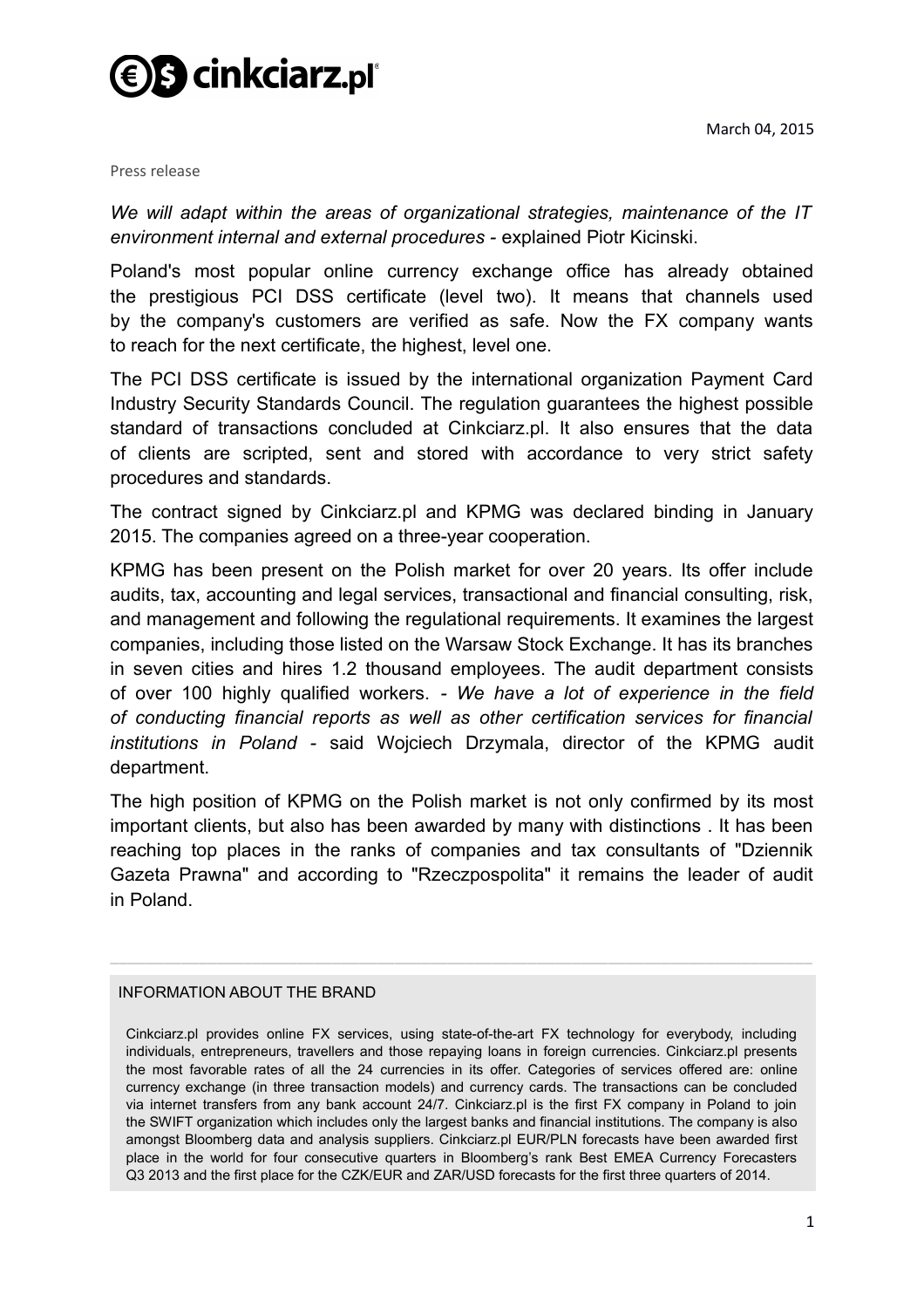March 04, 2015

Press release

*We will adapt within the areas of organizational strategies, maintenance of the IT environment internal and external procedures* - explained Piotr Kicinski.

Poland's most popular online currency exchange office has already obtained the prestigious PCI DSS certificate (level two). It means that channels used by the company's customers are verified as safe. Now the FX company wants to reach for the next certificate, the highest, level one.

The PCI DSS certificate is issued by the international organization Payment Card Industry Security Standards Council. The regulation guarantees the highest possible standard of transactions concluded at Cinkciarz.pl. It also ensures that the data of clients are scripted, sent and stored with accordance to very strict safety procedures and standards.

The contract signed by Cinkciarz.pl and KPMG was declared binding in January 2015. The companies agreed on a three-year cooperation.

KPMG has been present on the Polish market for over 20 years. Its offer include audits, tax, accounting and legal services, transactional and financial consulting, risk, and management and following the regulational requirements. It examines the largest companies, including those listed on the Warsaw Stock Exchange. It has its branches in seven cities and hires 1.2 thousand employees. The audit department consists of over 100 highly qualified workers. - *We have a lot of experience in the field of conducting financial reports as well as other certification services for financial institutions in Poland* - said Wojciech Drzymala, director of the KPMG audit department.

The high position of KPMG on the Polish market is not only confirmed by its most important clients, but also has been awarded by many with distinctions . It has been reaching top places in the ranks of companies and tax consultants of "Dziennik Gazeta Prawna" and according to "Rzeczpospolita" it remains the leader of audit in Poland.

---

INFORMATION ABOUT THE BRAND

Cinkciarz.pl provides online FX services, using state-of-the-art FX technology for everybody, including individuals, entrepreneurs, travellers and those repaying loans in foreign currencies. Cinkciarz.pl presents the most favorable rates of all the 24 currencies in its offer. Categories of services offered are: online currency exchange (in three transaction models) and currency cards. The transactions can be concluded via internet transfers from any bank account 24/7. Cinkciarz.pl is the first FX company in Poland to join the SWIFT organization which includes only the largest banks and financial institutions. The company is also amongst Bloomberg data and analysis suppliers. Cinkciarz.pl EUR/PLN forecasts have been awarded first place in the world for four consecutive quarters in Bloomberg's rank Best EMEA Currency Forecasters Q3 2013 and the first place for the CZK/EUR and ZAR/USD forecasts for the first three quarters of 2014.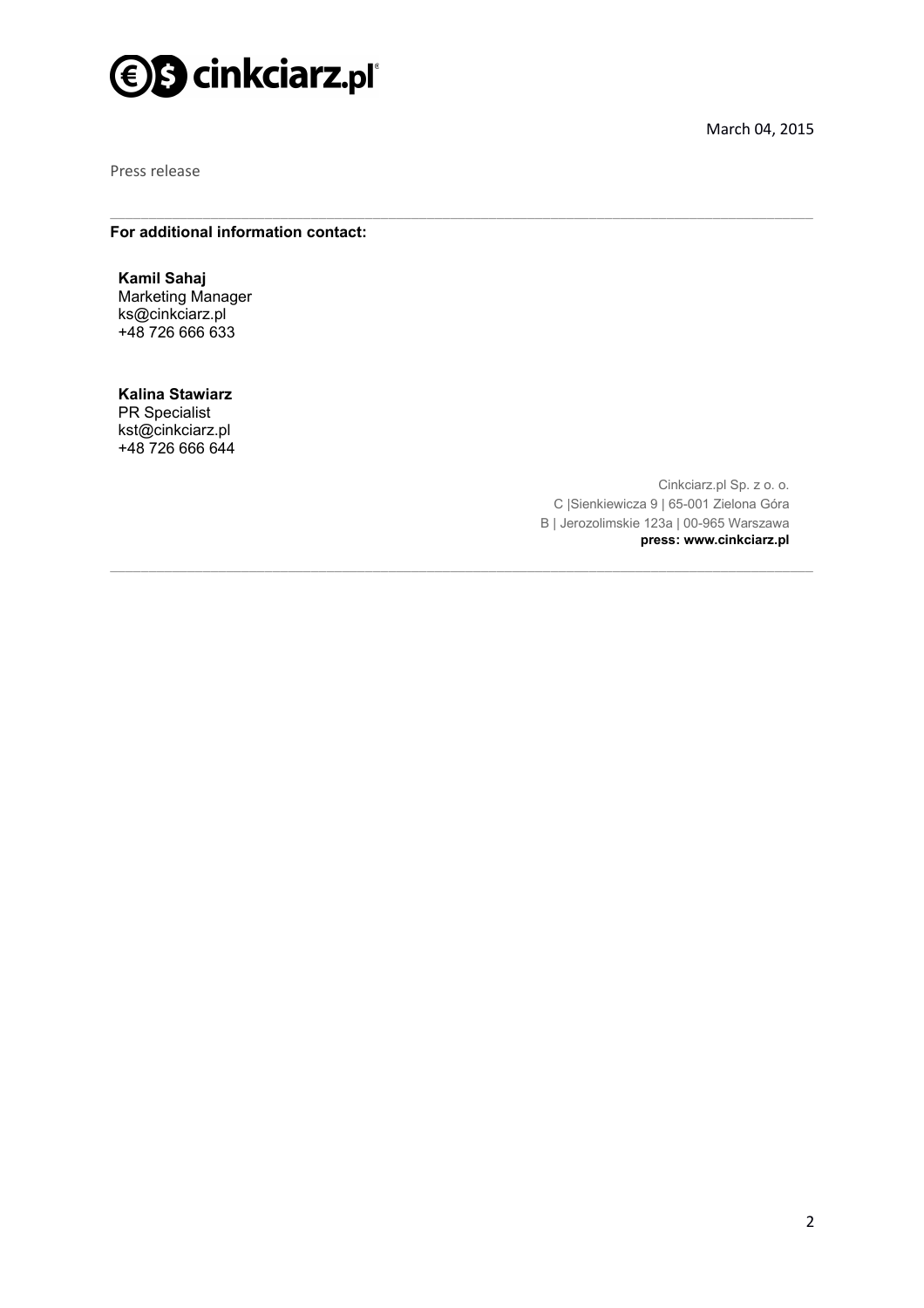March 04, 2015

Press release

**For additional information contact:**

**Kamil Sahaj**
Marketing Manager
ks@cinkciarz.pl
+48 726 666 633

**Kalina Stawiarz**
PR Specialist
kst@cinkciarz.pl
+48 726 666 644

Cinkciarz.pl Sp. z o. o.
C |Sienkiewicza 9 | 65-001 Zielona Góra
B | Jerozolimskie 123a | 00-965 Warszawa
**press: www.cinkciarz.pl**